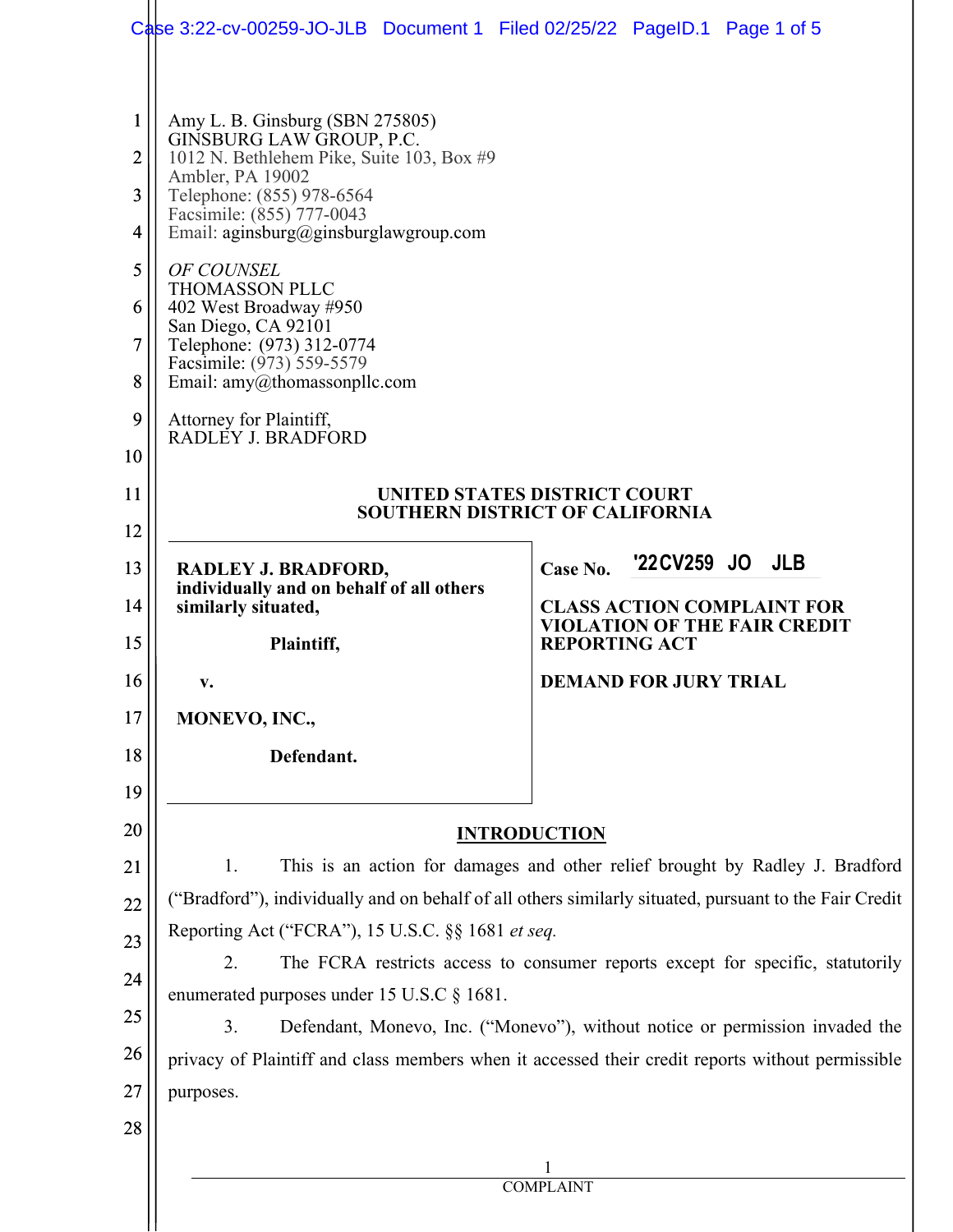Amy L. B. Ginsburg (SBN 275805)
GINSBURG LAW GROUP, P.C.
1012 N. Bethlehem Pike, Suite 103, Box #9
Ambler, PA 19002
Telephone: (855) 978-6564
Facsimile: (855) 777-0043
Email: aginsburg@ginsburglawgroup.com

*OF COUNSEL*
THOMASSON PLLC
402 West Broadway #950
San Diego, CA 92101
Telephone: (973) 312-0774
Facsimile: (973) 559-5579
Email: amy@thomassonpllc.com

Attorney for Plaintiff,
RADLEY J. BRADFORD

**UNITED STATES DISTRICT COURT**
**SOUTHERN DISTRICT OF CALIFORNIA**

| | |
|---|---|
| **RADLEY J. BRADFORD, individually and on behalf of all others similarly situated,** | **Case No.** '22CV259 JO JLB |
| **Plaintiff,** | **CLASS ACTION COMPLAINT FOR VIOLATION OF THE FAIR CREDIT REPORTING ACT** |
| **v.** | **DEMAND FOR JURY TRIAL** |
| **MONEVO, INC.,** | |
| **Defendant.** | |

## INTRODUCTION

1. This is an action for damages and other relief brought by Radley J. Bradford ("Bradford"), individually and on behalf of all others similarly situated, pursuant to the Fair Credit Reporting Act ("FCRA"), 15 U.S.C. §§ 1681 *et seq.*

2. The FCRA restricts access to consumer reports except for specific, statutorily enumerated purposes under 15 U.S.C § 1681.

3. Defendant, Monevo, Inc. ("Monevo"), without notice or permission invaded the privacy of Plaintiff and class members when it accessed their credit reports without permissible purposes.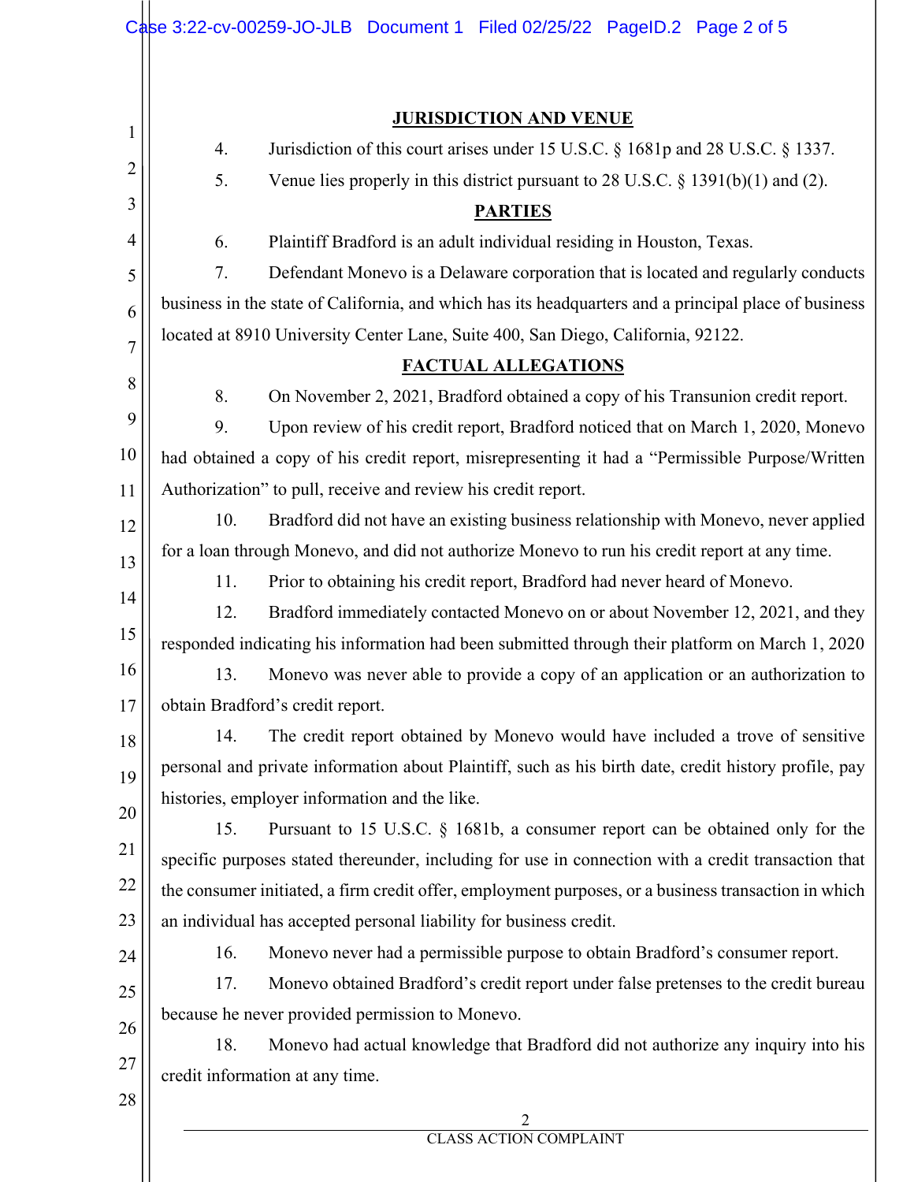## JURISDICTION AND VENUE

4. Jurisdiction of this court arises under 15 U.S.C. § 1681p and 28 U.S.C. § 1337.

5. Venue lies properly in this district pursuant to 28 U.S.C. § 1391(b)(1) and (2).

## PARTIES

6. Plaintiff Bradford is an adult individual residing in Houston, Texas.

7. Defendant Monevo is a Delaware corporation that is located and regularly conducts business in the state of California, and which has its headquarters and a principal place of business located at 8910 University Center Lane, Suite 400, San Diego, California, 92122.

## FACTUAL ALLEGATIONS

8. On November 2, 2021, Bradford obtained a copy of his Transunion credit report.

9. Upon review of his credit report, Bradford noticed that on March 1, 2020, Monevo had obtained a copy of his credit report, misrepresenting it had a "Permissible Purpose/Written Authorization" to pull, receive and review his credit report.

10. Bradford did not have an existing business relationship with Monevo, never applied for a loan through Monevo, and did not authorize Monevo to run his credit report at any time.

11. Prior to obtaining his credit report, Bradford had never heard of Monevo.

12. Bradford immediately contacted Monevo on or about November 12, 2021, and they responded indicating his information had been submitted through their platform on March 1, 2020

13. Monevo was never able to provide a copy of an application or an authorization to obtain Bradford's credit report.

14. The credit report obtained by Monevo would have included a trove of sensitive personal and private information about Plaintiff, such as his birth date, credit history profile, pay histories, employer information and the like.

15. Pursuant to 15 U.S.C. § 1681b, a consumer report can be obtained only for the specific purposes stated thereunder, including for use in connection with a credit transaction that the consumer initiated, a firm credit offer, employment purposes, or a business transaction in which an individual has accepted personal liability for business credit.

16. Monevo never had a permissible purpose to obtain Bradford's consumer report.

17. Monevo obtained Bradford's credit report under false pretenses to the credit bureau because he never provided permission to Monevo.

18. Monevo had actual knowledge that Bradford did not authorize any inquiry into his credit information at any time.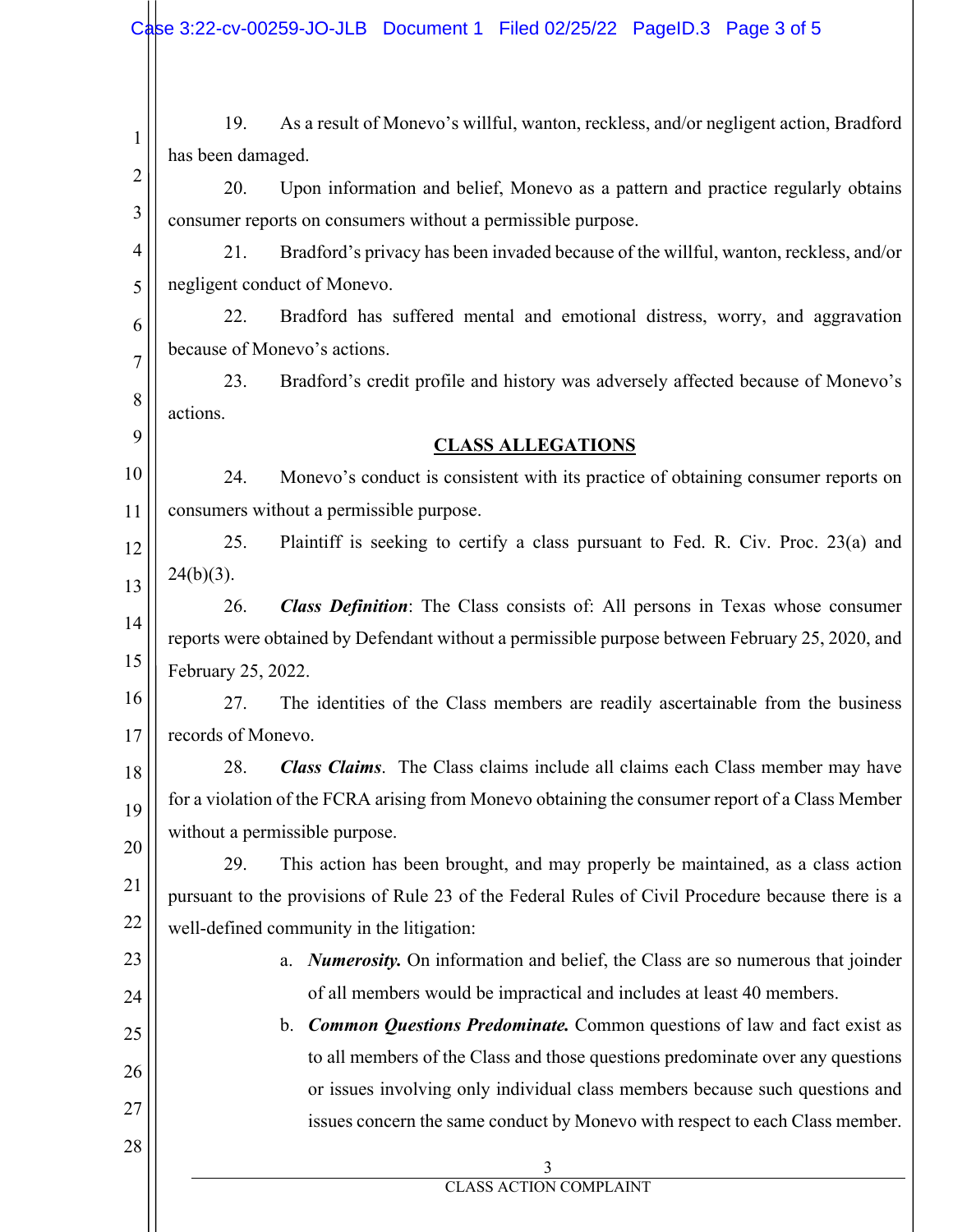19. As a result of Monevo's willful, wanton, reckless, and/or negligent action, Bradford has been damaged.

20. Upon information and belief, Monevo as a pattern and practice regularly obtains consumer reports on consumers without a permissible purpose.

21. Bradford's privacy has been invaded because of the willful, wanton, reckless, and/or negligent conduct of Monevo.

22. Bradford has suffered mental and emotional distress, worry, and aggravation because of Monevo's actions.

23. Bradford's credit profile and history was adversely affected because of Monevo's actions.

## CLASS ALLEGATIONS

24. Monevo's conduct is consistent with its practice of obtaining consumer reports on consumers without a permissible purpose.

25. Plaintiff is seeking to certify a class pursuant to Fed. R. Civ. Proc. 23(a) and 24(b)(3).

26. ***Class Definition***: The Class consists of: All persons in Texas whose consumer reports were obtained by Defendant without a permissible purpose between February 25, 2020, and February 25, 2022.

27. The identities of the Class members are readily ascertainable from the business records of Monevo.

28. ***Class Claims***. The Class claims include all claims each Class member may have for a violation of the FCRA arising from Monevo obtaining the consumer report of a Class Member without a permissible purpose.

29. This action has been brought, and may properly be maintained, as a class action pursuant to the provisions of Rule 23 of the Federal Rules of Civil Procedure because there is a well-defined community in the litigation:

a. ***Numerosity.*** On information and belief, the Class are so numerous that joinder of all members would be impractical and includes at least 40 members.

b. ***Common Questions Predominate.*** Common questions of law and fact exist as to all members of the Class and those questions predominate over any questions or issues involving only individual class members because such questions and issues concern the same conduct by Monevo with respect to each Class member.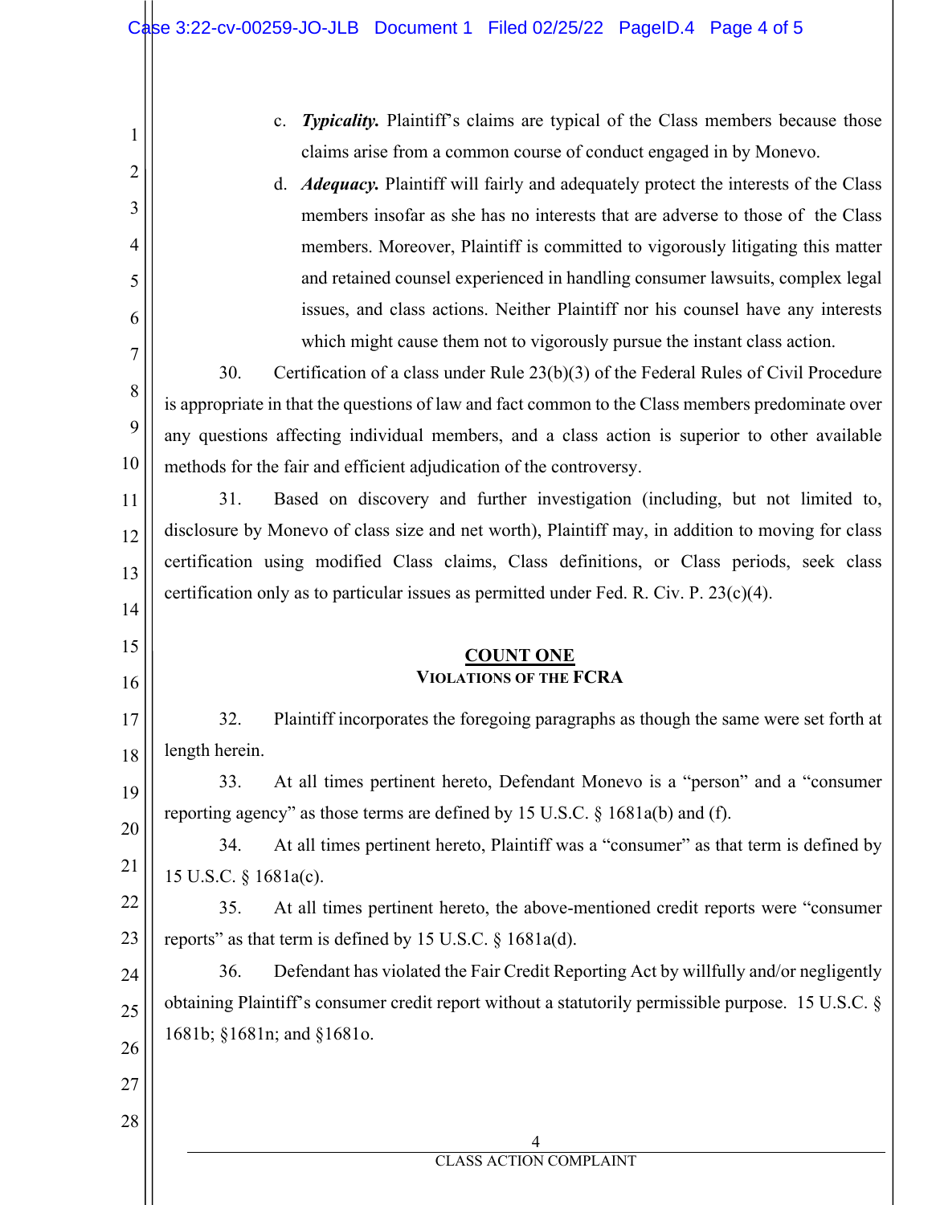c. ***Typicality.*** Plaintiff's claims are typical of the Class members because those claims arise from a common course of conduct engaged in by Monevo.

d. ***Adequacy.*** Plaintiff will fairly and adequately protect the interests of the Class members insofar as she has no interests that are adverse to those of the Class members. Moreover, Plaintiff is committed to vigorously litigating this matter and retained counsel experienced in handling consumer lawsuits, complex legal issues, and class actions. Neither Plaintiff nor his counsel have any interests which might cause them not to vigorously pursue the instant class action.

30. Certification of a class under Rule 23(b)(3) of the Federal Rules of Civil Procedure is appropriate in that the questions of law and fact common to the Class members predominate over any questions affecting individual members, and a class action is superior to other available methods for the fair and efficient adjudication of the controversy.

31. Based on discovery and further investigation (including, but not limited to, disclosure by Monevo of class size and net worth), Plaintiff may, in addition to moving for class certification using modified Class claims, Class definitions, or Class periods, seek class certification only as to particular issues as permitted under Fed. R. Civ. P. 23(c)(4).

## COUNT ONE

### VIOLATIONS OF THE FCRA

32. Plaintiff incorporates the foregoing paragraphs as though the same were set forth at length herein.

33. At all times pertinent hereto, Defendant Monevo is a "person" and a "consumer reporting agency" as those terms are defined by 15 U.S.C. § 1681a(b) and (f).

34. At all times pertinent hereto, Plaintiff was a "consumer" as that term is defined by 15 U.S.C. § 1681a(c).

35. At all times pertinent hereto, the above-mentioned credit reports were "consumer reports" as that term is defined by 15 U.S.C. § 1681a(d).

36. Defendant has violated the Fair Credit Reporting Act by willfully and/or negligently obtaining Plaintiff's consumer credit report without a statutorily permissible purpose. 15 U.S.C. § 1681b; §1681n; and §1681o.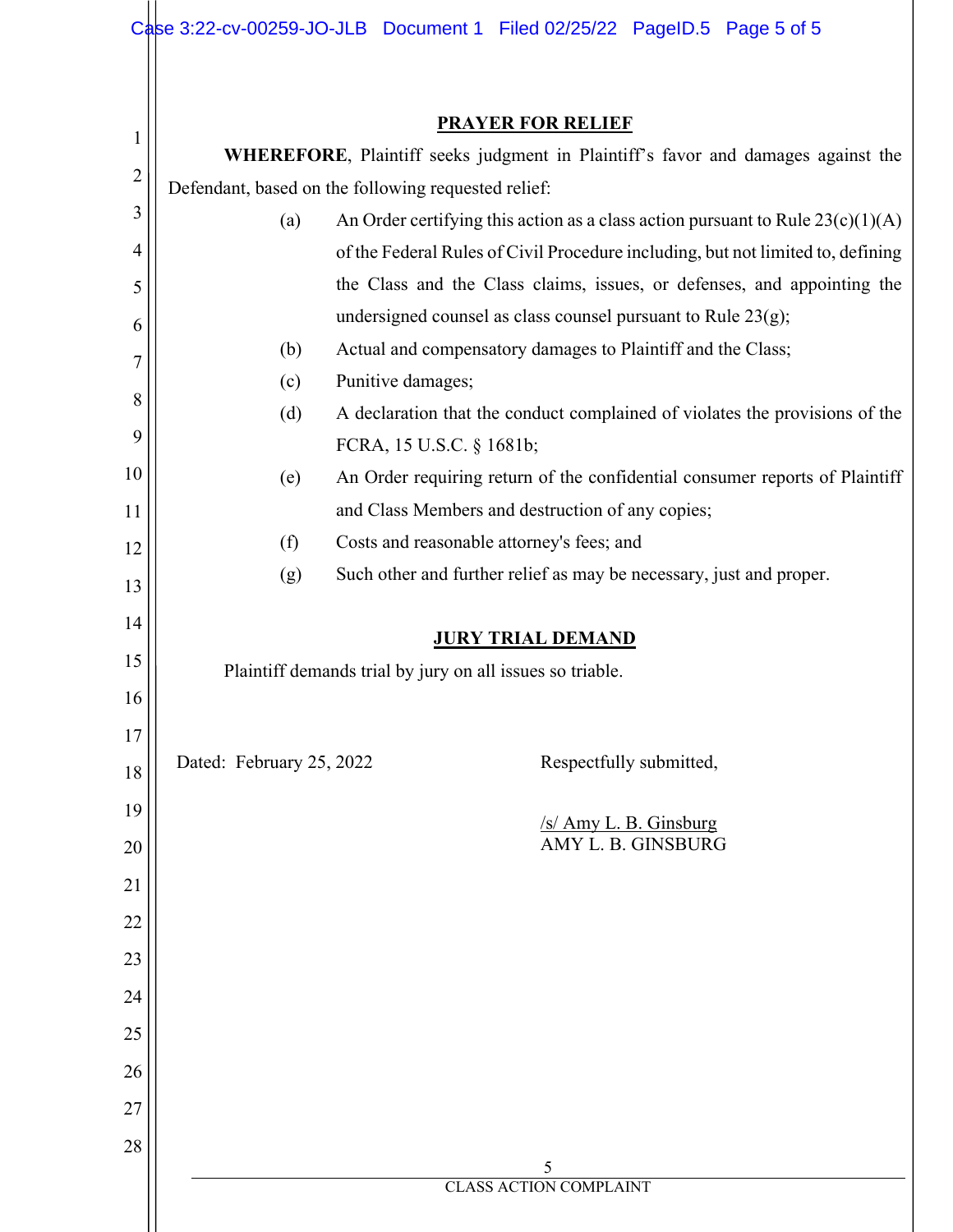## PRAYER FOR RELIEF

**WHEREFORE**, Plaintiff seeks judgment in Plaintiff's favor and damages against the Defendant, based on the following requested relief:

(a) An Order certifying this action as a class action pursuant to Rule 23(c)(1)(A) of the Federal Rules of Civil Procedure including, but not limited to, defining the Class and the Class claims, issues, or defenses, and appointing the undersigned counsel as class counsel pursuant to Rule 23(g);

(b) Actual and compensatory damages to Plaintiff and the Class;

(c) Punitive damages;

(d) A declaration that the conduct complained of violates the provisions of the FCRA, 15 U.S.C. § 1681b;

(e) An Order requiring return of the confidential consumer reports of Plaintiff and Class Members and destruction of any copies;

(f) Costs and reasonable attorney's fees; and

(g) Such other and further relief as may be necessary, just and proper.

## JURY TRIAL DEMAND

Plaintiff demands trial by jury on all issues so triable.

Dated: February 25, 2022

Respectfully submitted,

/s/ Amy L. B. Ginsburg
AMY L. B. GINSBURG

CLASS ACTION COMPLAINT